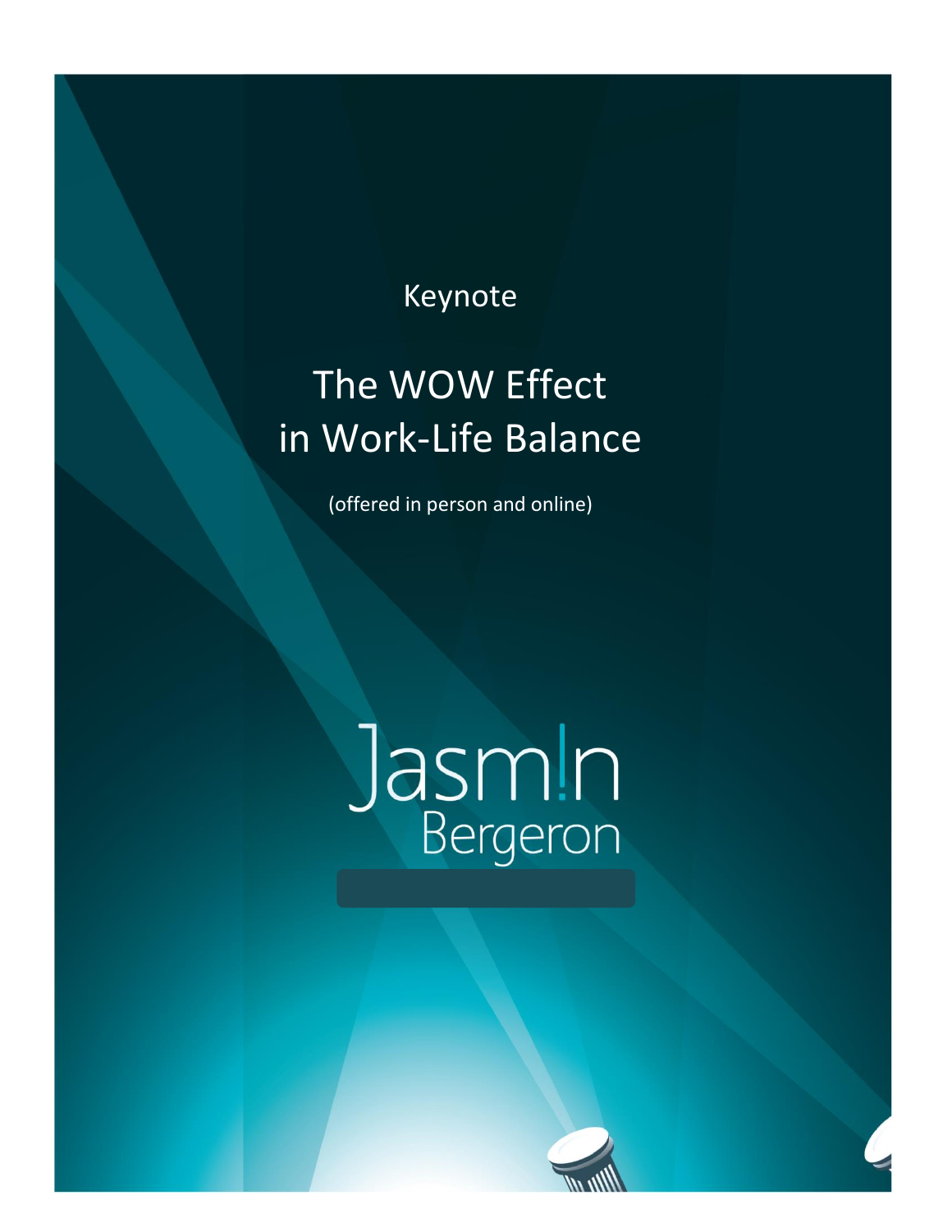Keynote

# The WOW Effect in Work-Life Balance

(offered in person and online)

Jasm!n Bergeron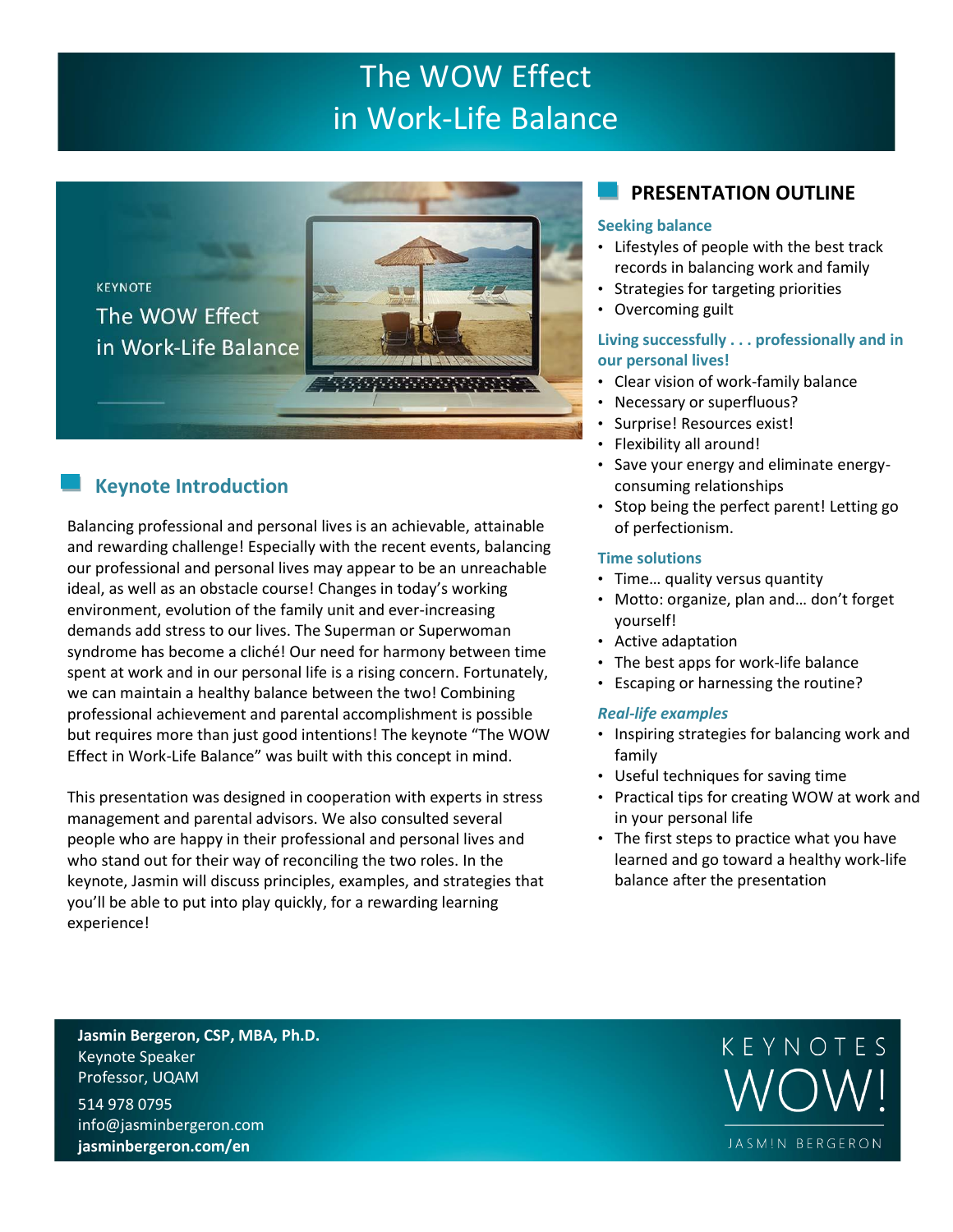# The WOW Effect in Work-Life Balance

KEYNOTE

The WOW Effect in Work-Life Balance

## Keynote Introduction

Balancing professional and personal lives is an achievable, attainable and rewarding challenge! Especially with the recent events, balancing our professional and personal lives may appear to be an unreachable ideal, as well as an obstacle course! Changes in today's working environment, evolution of the family unit and ever-increasing demands add stress to our lives. The Superman or Superwoman syndrome has become a cliché! Our need for harmony between time spent at work and in our personal life is a rising concern. Fortunately, we can maintain a healthy balance between the two! Combining professional achievement and parental accomplishment is possible but requires more than just good intentions! The keynote "The WOW Effect in Work-Life Balance" was built with this concept in mind.

This presentation was designed in cooperation with experts in stress management and parental advisors. We also consulted several people who are happy in their professional and personal lives and who stand out for their way of reconciling the two roles. In the keynote, Jasmin will discuss principles, examples, and strategies that you'll be able to put into play quickly, for a rewarding learning experience!

## PRESENTATION OUTLINE

### Seeking balance

- Lifestyles of people with the best track records in balancing work and family
- Strategies for targeting priorities
- Overcoming guilt

### Living successfully . . . professionally and in our personal lives!

- Clear vision of work-family balance
- Necessary or superfluous?
- Surprise! Resources exist!
- Flexibility all around!
- Save your energy and eliminate energy-consuming relationships
- Stop being the perfect parent! Letting go of perfectionism.

### Time solutions

- Time… quality versus quantity
- Motto: organize, plan and… don't forget yourself!
- Active adaptation
- The best apps for work-life balance
- Escaping or harnessing the routine?

### *Real-life examples*

- Inspiring strategies for balancing work and family
- Useful techniques for saving time
- Practical tips for creating WOW at work and in your personal life
- The first steps to practice what you have learned and go toward a healthy work-life balance after the presentation

**Jasmin Bergeron, CSP, MBA, Ph.D.**
Keynote Speaker
Professor, UQAM

514 978 0795
info@jasminbergeron.com
**jasminbergeron.com/en**

KEYNOTES WOW! JASMIN BERGERON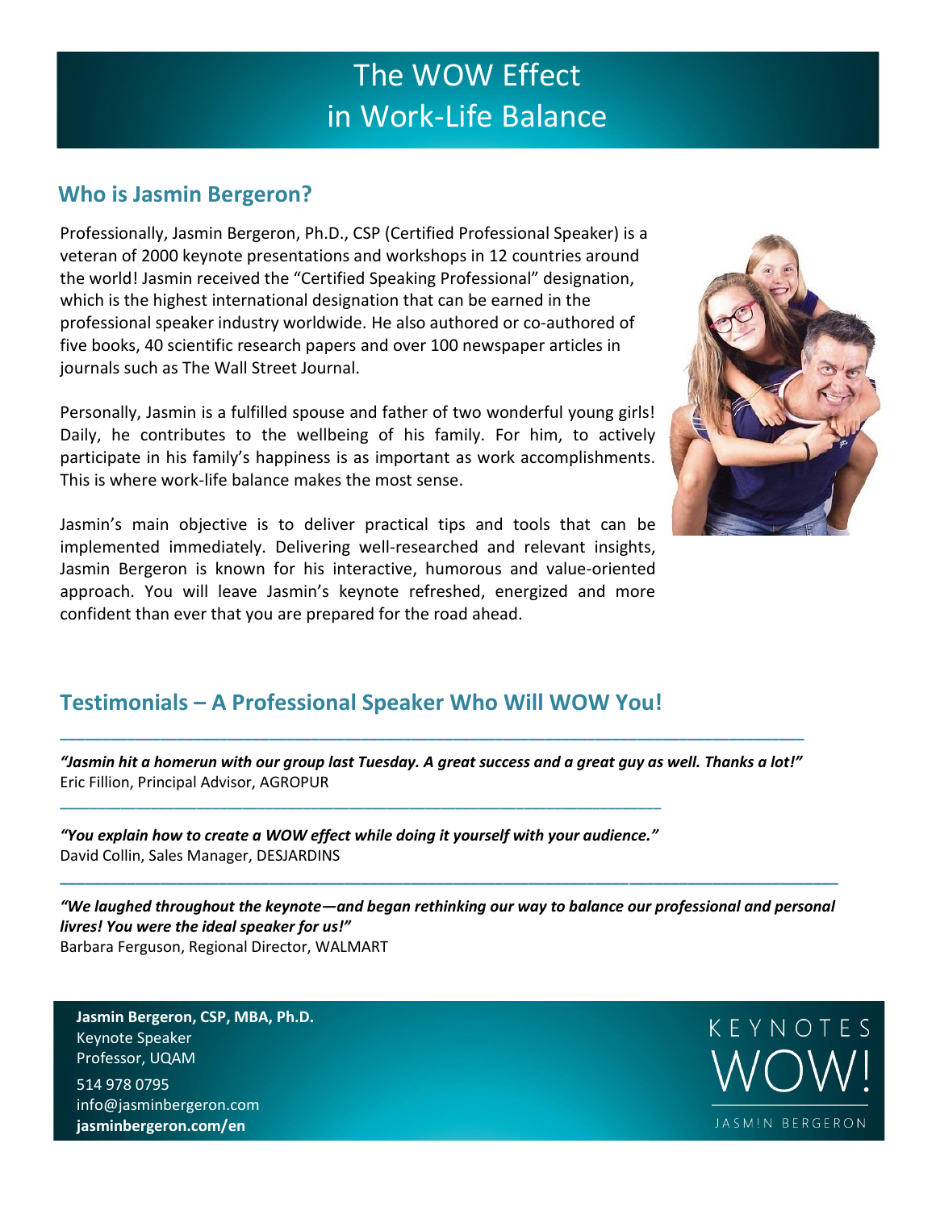# The WOW Effect in Work-Life Balance

## Who is Jasmin Bergeron?

Professionally, Jasmin Bergeron, Ph.D., CSP (Certified Professional Speaker) is a veteran of 2000 keynote presentations and workshops in 12 countries around the world! Jasmin received the "Certified Speaking Professional" designation, which is the highest international designation that can be earned in the professional speaker industry worldwide. He also authored or co-authored of five books, 40 scientific research papers and over 100 newspaper articles in journals such as The Wall Street Journal.

Personally, Jasmin is a fulfilled spouse and father of two wonderful young girls! Daily, he contributes to the wellbeing of his family. For him, to actively participate in his family's happiness is as important as work accomplishments. This is where work-life balance makes the most sense.

Jasmin's main objective is to deliver practical tips and tools that can be implemented immediately. Delivering well-researched and relevant insights, Jasmin Bergeron is known for his interactive, humorous and value-oriented approach. You will leave Jasmin's keynote refreshed, energized and more confident than ever that you are prepared for the road ahead.

## Testimonials – A Professional Speaker Who Will WOW You!

---

***"Jasmin hit a homerun with our group last Tuesday. A great success and a great guy as well. Thanks a lot!"***
Eric Fillion, Principal Advisor, AGROPUR

---

***"You explain how to create a WOW effect while doing it yourself with your audience."***
David Collin, Sales Manager, DESJARDINS

---

***"We laughed throughout the keynote—and began rethinking our way to balance our professional and personal livres! You were the ideal speaker for us!"***
Barbara Ferguson, Regional Director, WALMART

**Jasmin Bergeron, CSP, MBA, Ph.D.**
Keynote Speaker
Professor, UQAM

514 978 0795
info@jasminbergeron.com
**jasminbergeron.com/en**

KEYNOTES WOW! JASMIN BERGERON